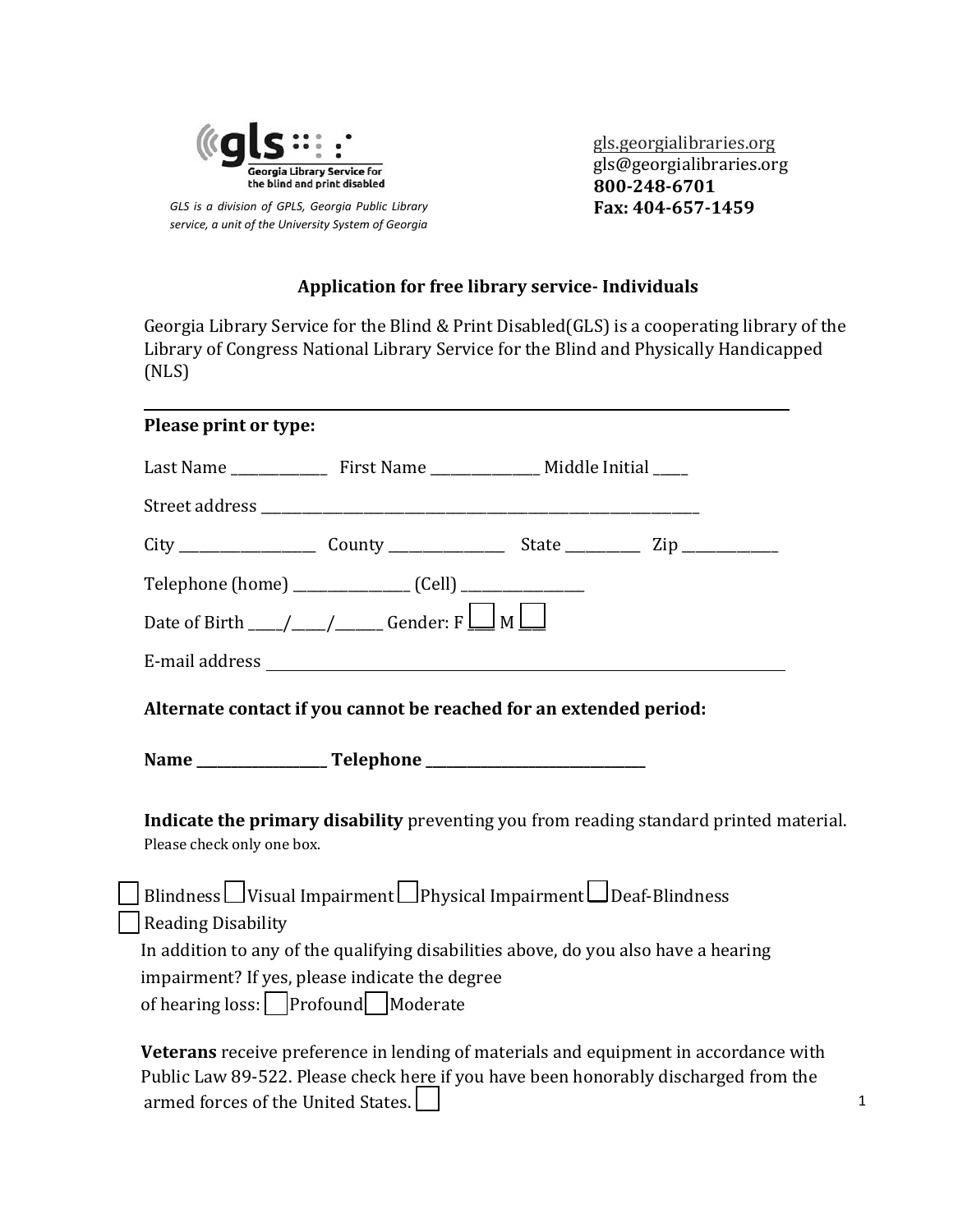gls Georgia Library Service for the blind and print disabled

*GLS is a division of GPLS, Georgia Public Library service, a unit of the University System of Georgia*

gls.georgialibraries.org
gls@georgialibraries.org
**800-248-6701**
**Fax: 404-657-1459**

## Application for free library service- Individuals

Georgia Library Service for the Blind & Print Disabled(GLS) is a cooperating library of the Library of Congress National Library Service for the Blind and Physically Handicapped (NLS)

---

**Please print or type:**

Last Name ______________ First Name ________________ Middle Initial _____

Street address ________________________________________________________________

City ____________________ County _________________ State ___________ Zip ______________

Telephone (home) _________________ (Cell) ___________________

Date of Birth _____/_____/_______ Gender: F ☐ M ☐

E-mail address ________________________________________________________________

**Alternate contact if you cannot be reached for an extended period:**

**Name ___________________ Telephone ________________________________**

**Indicate the primary disability** preventing you from reading standard printed material. Please check only one box.

☐ Blindness ☐ Visual Impairment ☐ Physical Impairment ☐ Deaf-Blindness
☐ Reading Disability

In addition to any of the qualifying disabilities above, do you also have a hearing impairment? If yes, please indicate the degree of hearing loss: ☐ Profound ☐ Moderate

**Veterans** receive preference in lending of materials and equipment in accordance with Public Law 89-522. Please check here if you have been honorably discharged from the armed forces of the United States. ☐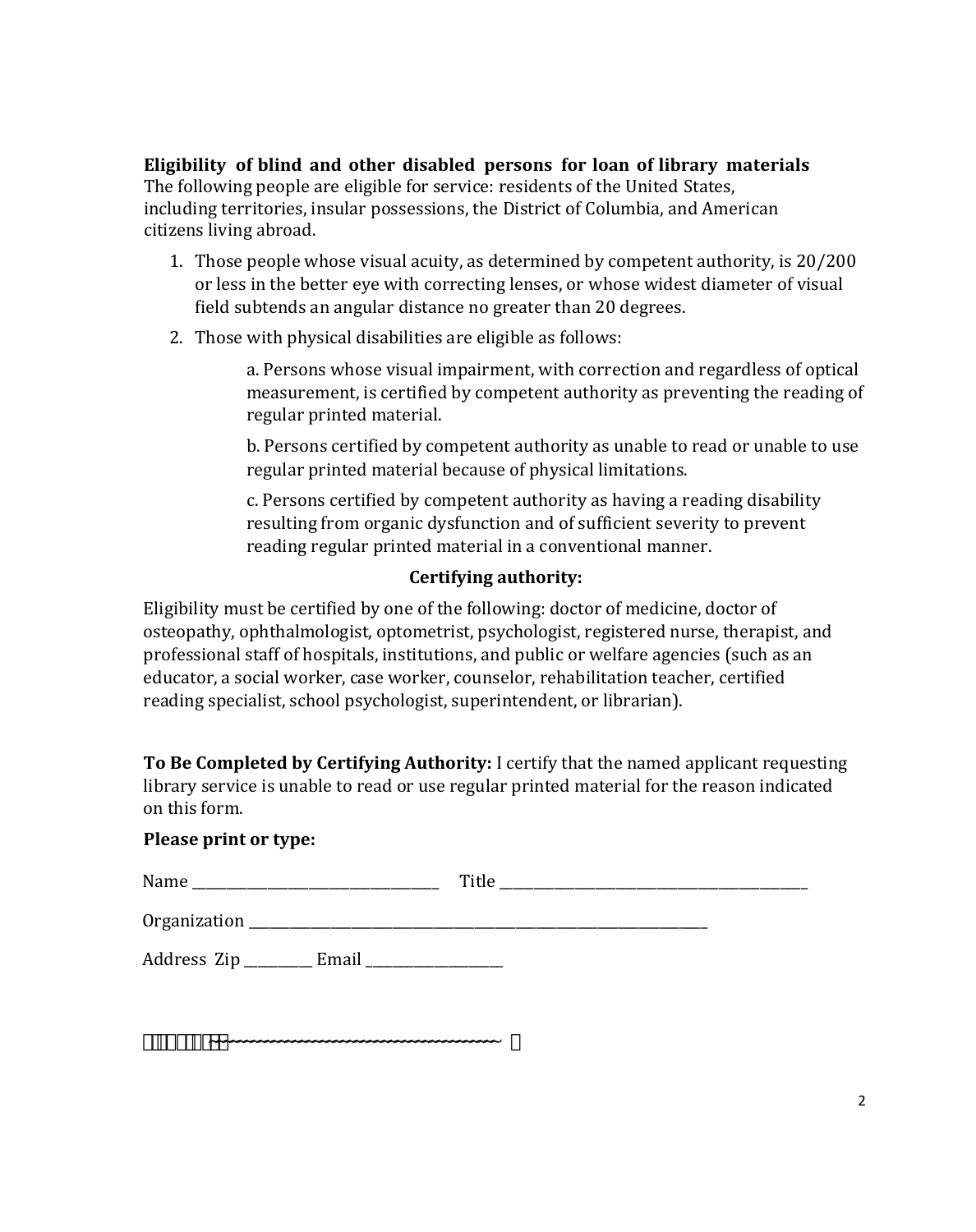**Eligibility of blind and other disabled persons for loan of library materials**
The following people are eligible for service: residents of the United States, including territories, insular possessions, the District of Columbia, and American citizens living abroad.

1. Those people whose visual acuity, as determined by competent authority, is 20/200 or less in the better eye with correcting lenses, or whose widest diameter of visual field subtends an angular distance no greater than 20 degrees.
2. Those with physical disabilities are eligible as follows:

   a. Persons whose visual impairment, with correction and regardless of optical measurement, is certified by competent authority as preventing the reading of regular printed material.

   b. Persons certified by competent authority as unable to read or unable to use regular printed material because of physical limitations.

   c. Persons certified by competent authority as having a reading disability resulting from organic dysfunction and of sufficient severity to prevent reading regular printed material in a conventional manner.

**Certifying authority:**

Eligibility must be certified by one of the following: doctor of medicine, doctor of osteopathy, ophthalmologist, optometrist, psychologist, registered nurse, therapist, and professional staff of hospitals, institutions, and public or welfare agencies (such as an educator, a social worker, case worker, counselor, rehabilitation teacher, certified reading specialist, school psychologist, superintendent, or librarian).

**To Be Completed by Certifying Authority:** I certify that the named applicant requesting library service is unable to read or use regular printed material for the reason indicated on this form.

**Please print or type:**

Name ___________________________________ Title ____________________________________________

Organization ____________________________________________________________________

Address Zip _________ Email ___________________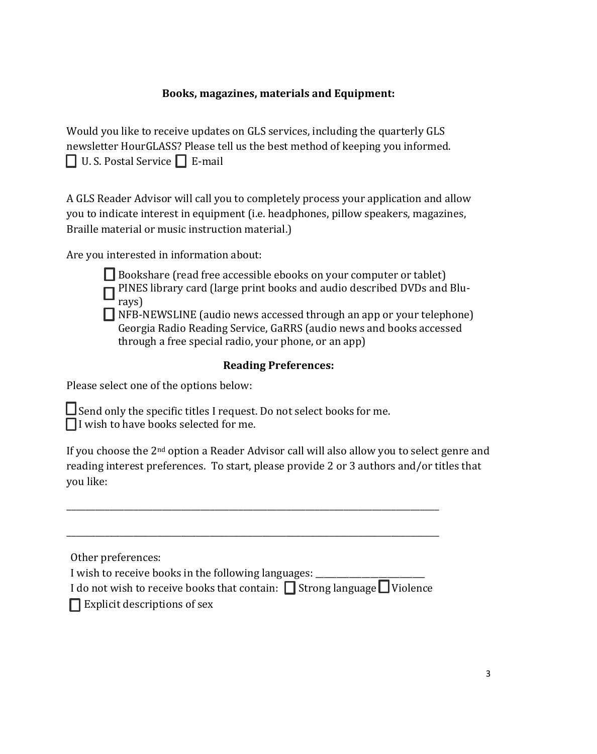### Books, magazines, materials and Equipment:

Would you like to receive updates on GLS services, including the quarterly GLS newsletter HourGLASS? Please tell us the best method of keeping you informed.
☐ U. S. Postal Service ☐ E-mail

A GLS Reader Advisor will call you to completely process your application and allow you to indicate interest in equipment (i.e. headphones, pillow speakers, magazines, Braille material or music instruction material.)

Are you interested in information about:

- ☐ Bookshare (read free accessible ebooks on your computer or tablet)
- ☐ PINES library card (large print books and audio described DVDs and Blu-rays)
- ☐ NFB-NEWSLINE (audio news accessed through an app or your telephone) Georgia Radio Reading Service, GaRRS (audio news and books accessed through a free special radio, your phone, or an app)

### Reading Preferences:

Please select one of the options below:

☐ Send only the specific titles I request. Do not select books for me.
☐ I wish to have books selected for me.

If you choose the 2nd option a Reader Advisor call will also allow you to select genre and reading interest preferences. To start, please provide 2 or 3 authors and/or titles that you like:

\_\_\_\_\_\_\_\_\_\_\_\_\_\_\_\_\_\_\_\_\_\_\_\_\_\_\_\_\_\_\_\_\_\_\_\_\_\_\_\_\_\_\_\_\_\_\_\_\_\_\_\_\_\_\_\_\_\_\_\_\_\_\_\_\_\_\_\_\_\_\_\_

\_\_\_\_\_\_\_\_\_\_\_\_\_\_\_\_\_\_\_\_\_\_\_\_\_\_\_\_\_\_\_\_\_\_\_\_\_\_\_\_\_\_\_\_\_\_\_\_\_\_\_\_\_\_\_\_\_\_\_\_\_\_\_\_\_\_\_\_\_\_\_\_

Other preferences:
I wish to receive books in the following languages: \_\_\_\_\_\_\_\_\_\_\_\_\_\_\_\_\_\_\_\_\_\_\_\_
I do not wish to receive books that contain: ☐ Strong language ☐ Violence
☐ Explicit descriptions of sex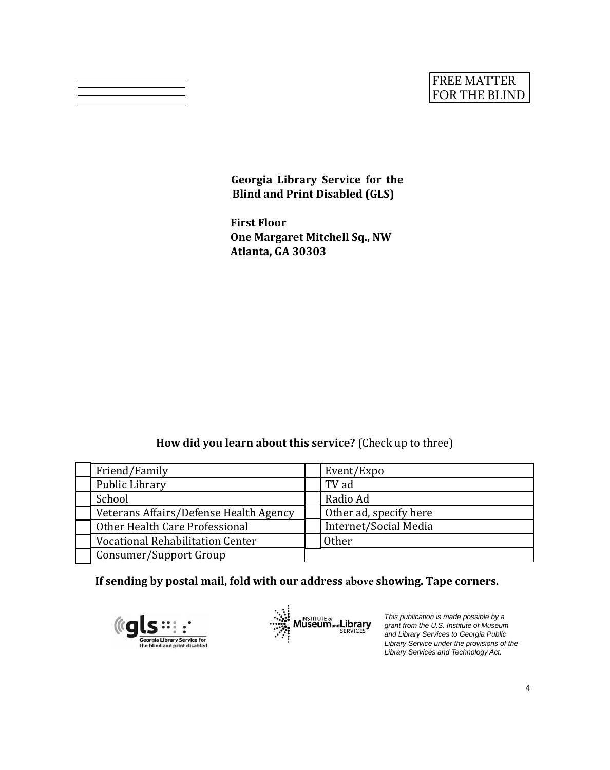FREE MATTER
FOR THE BLIND

**Georgia Library Service for the Blind and Print Disabled (GLS)**

**First Floor**
**One Margaret Mitchell Sq., NW**
**Atlanta, GA 30303**

**How did you learn about this service?** (Check up to three)

| | | | |
|---|---|---|---|
| ☐ | Friend/Family | ☐ | Event/Expo |
| ☐ | Public Library | ☐ | TV ad |
| ☐ | School | ☐ | Radio Ad |
| ☐ | Veterans Affairs/Defense Health Agency | ☐ | Other ad, specify here |
| ☐ | Other Health Care Professional | ☐ | Internet/Social Media |
| ☐ | Vocational Rehabilitation Center | ☐ | Other |
| ☐ | Consumer/Support Group | | |

**If sending by postal mail, fold with our address above showing. Tape corners.**

gls Georgia Library Service for the blind and print disabled

INSTITUTE of Museum and Library SERVICES

*This publication is made possible by a grant from the U.S. Institute of Museum and Library Services to Georgia Public Library Service under the provisions of the Library Services and Technology Act.*